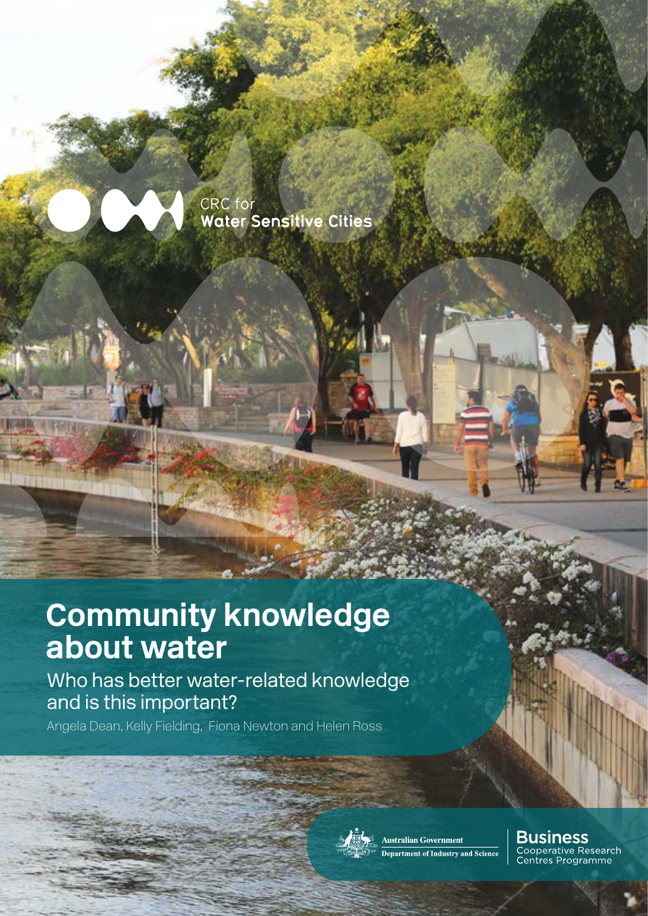CRC for
**Water Sensitive Cities**

# Community knowledge about water

## Who has better water-related knowledge and is this important?

Angela Dean, Kelly Fielding, Fiona Newton and Helen Ross

Australian Government
Department of Industry and Science

**Business**
Cooperative Research Centres Programme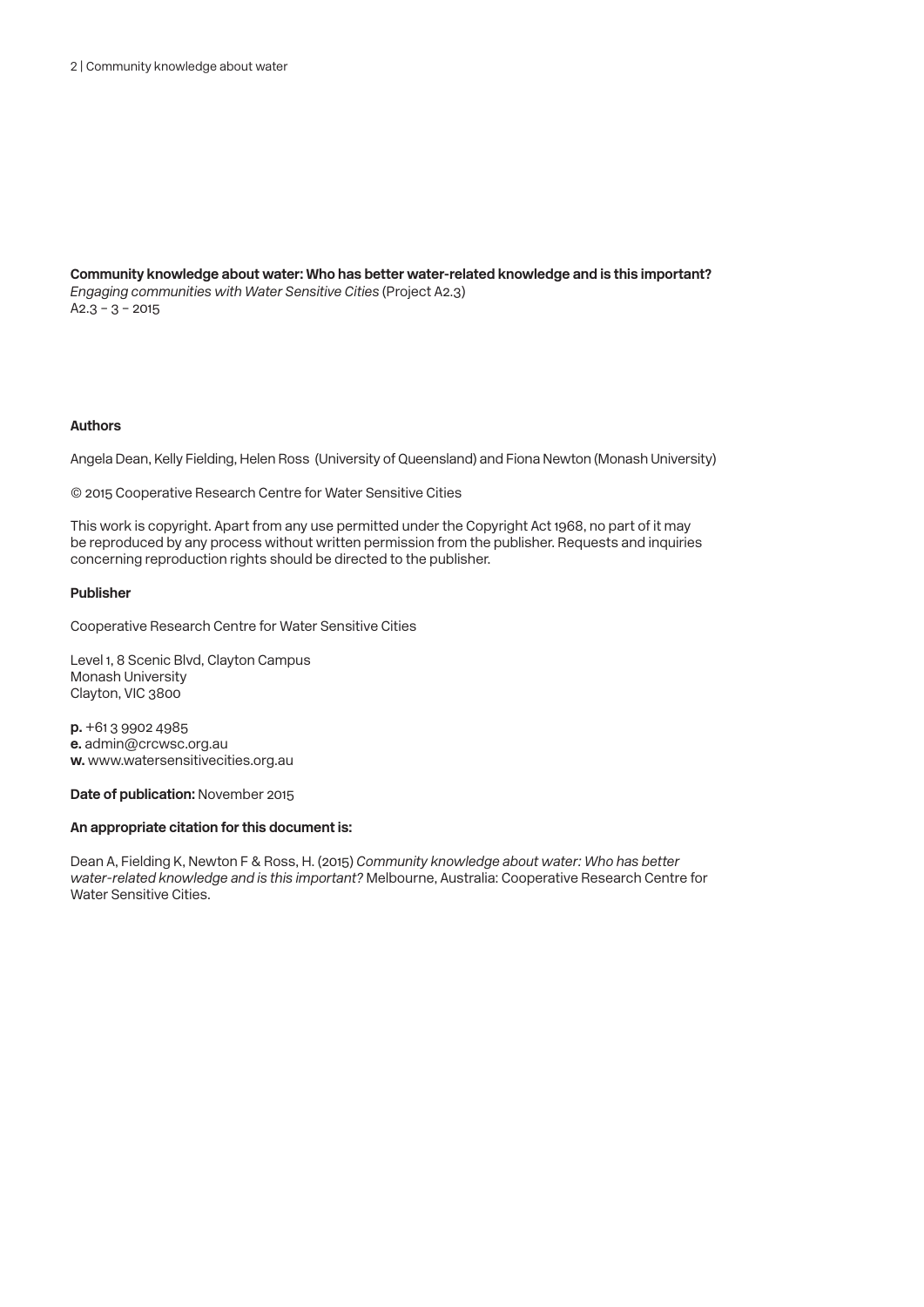**Community knowledge about water: Who has better water-related knowledge and is this important?**
*Engaging communities with Water Sensitive Cities* (Project A2.3)
A2.3 – 3 – 2015

**Authors**

Angela Dean, Kelly Fielding, Helen Ross (University of Queensland) and Fiona Newton (Monash University)

© 2015 Cooperative Research Centre for Water Sensitive Cities

This work is copyright. Apart from any use permitted under the Copyright Act 1968, no part of it may be reproduced by any process without written permission from the publisher. Requests and inquiries concerning reproduction rights should be directed to the publisher.

**Publisher**

Cooperative Research Centre for Water Sensitive Cities

Level 1, 8 Scenic Blvd, Clayton Campus
Monash University
Clayton, VIC 3800

**p.** +61 3 9902 4985
**e.** admin@crcwsc.org.au
**w.** www.watersensitivecities.org.au

**Date of publication:** November 2015

**An appropriate citation for this document is:**

Dean A, Fielding K, Newton F & Ross, H. (2015) *Community knowledge about water: Who has better water-related knowledge and is this important?* Melbourne, Australia: Cooperative Research Centre for Water Sensitive Cities.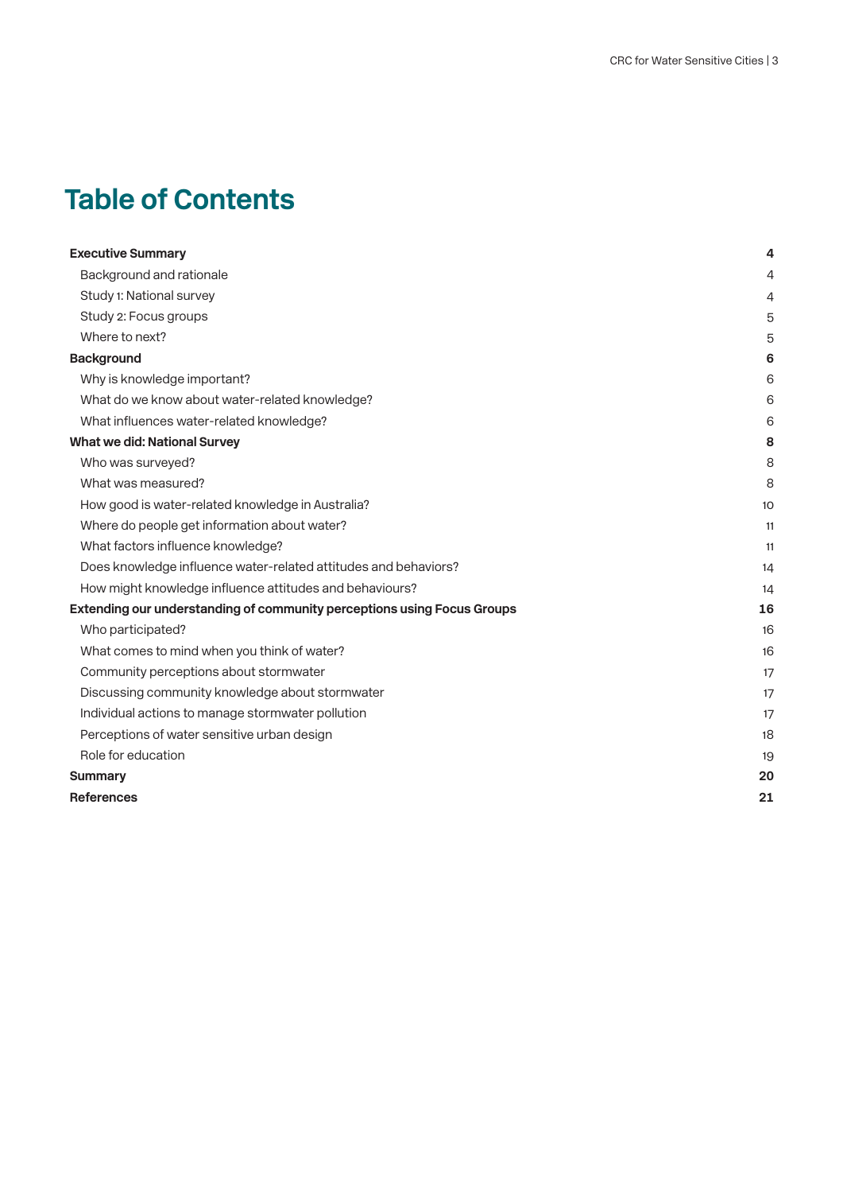# Table of Contents

| | |
|---|---|
| **Executive Summary** | **4** |
| Background and rationale | 4 |
| Study 1: National survey | 4 |
| Study 2: Focus groups | 5 |
| Where to next? | 5 |
| **Background** | **6** |
| Why is knowledge important? | 6 |
| What do we know about water-related knowledge? | 6 |
| What influences water-related knowledge? | 6 |
| **What we did: National Survey** | **8** |
| Who was surveyed? | 8 |
| What was measured? | 8 |
| How good is water-related knowledge in Australia? | 10 |
| Where do people get information about water? | 11 |
| What factors influence knowledge? | 11 |
| Does knowledge influence water-related attitudes and behaviors? | 14 |
| How might knowledge influence attitudes and behaviours? | 14 |
| **Extending our understanding of community perceptions using Focus Groups** | **16** |
| Who participated? | 16 |
| What comes to mind when you think of water? | 16 |
| Community perceptions about stormwater | 17 |
| Discussing community knowledge about stormwater | 17 |
| Individual actions to manage stormwater pollution | 17 |
| Perceptions of water sensitive urban design | 18 |
| Role for education | 19 |
| **Summary** | **20** |
| **References** | **21** |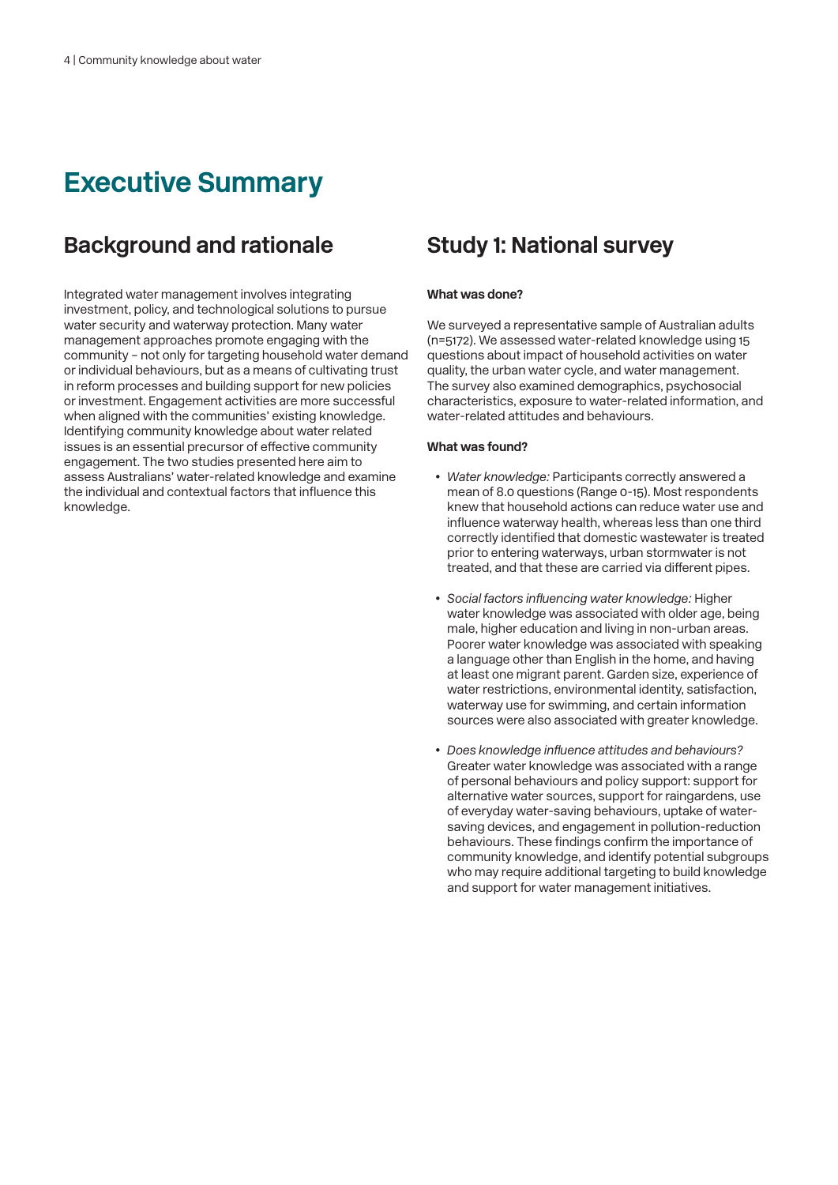# Executive Summary

## Background and rationale

Integrated water management involves integrating investment, policy, and technological solutions to pursue water security and waterway protection. Many water management approaches promote engaging with the community – not only for targeting household water demand or individual behaviours, but as a means of cultivating trust in reform processes and building support for new policies or investment. Engagement activities are more successful when aligned with the communities' existing knowledge. Identifying community knowledge about water related issues is an essential precursor of effective community engagement. The two studies presented here aim to assess Australians' water-related knowledge and examine the individual and contextual factors that influence this knowledge.

## Study 1: National survey

**What was done?**

We surveyed a representative sample of Australian adults (n=5172). We assessed water-related knowledge using 15 questions about impact of household activities on water quality, the urban water cycle, and water management. The survey also examined demographics, psychosocial characteristics, exposure to water-related information, and water-related attitudes and behaviours.

**What was found?**

- *Water knowledge:* Participants correctly answered a mean of 8.0 questions (Range 0-15). Most respondents knew that household actions can reduce water use and influence waterway health, whereas less than one third correctly identified that domestic wastewater is treated prior to entering waterways, urban stormwater is not treated, and that these are carried via different pipes.
- *Social factors influencing water knowledge:* Higher water knowledge was associated with older age, being male, higher education and living in non-urban areas. Poorer water knowledge was associated with speaking a language other than English in the home, and having at least one migrant parent. Garden size, experience of water restrictions, environmental identity, satisfaction, waterway use for swimming, and certain information sources were also associated with greater knowledge.
- *Does knowledge influence attitudes and behaviours?* Greater water knowledge was associated with a range of personal behaviours and policy support: support for alternative water sources, support for raingardens, use of everyday water-saving behaviours, uptake of water-saving devices, and engagement in pollution-reduction behaviours. These findings confirm the importance of community knowledge, and identify potential subgroups who may require additional targeting to build knowledge and support for water management initiatives.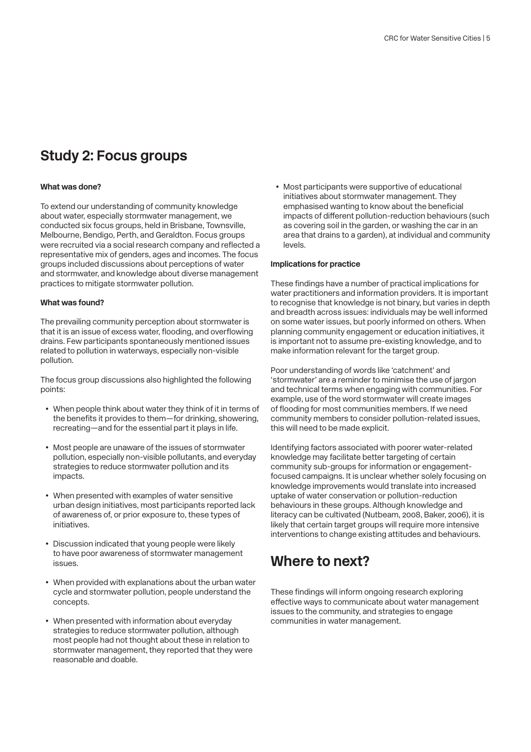## Study 2: Focus groups

**What was done?**

To extend our understanding of community knowledge about water, especially stormwater management, we conducted six focus groups, held in Brisbane, Townsville, Melbourne, Bendigo, Perth, and Geraldton. Focus groups were recruited via a social research company and reflected a representative mix of genders, ages and incomes. The focus groups included discussions about perceptions of water and stormwater, and knowledge about diverse management practices to mitigate stormwater pollution.

**What was found?**

The prevailing community perception about stormwater is that it is an issue of excess water, flooding, and overflowing drains. Few participants spontaneously mentioned issues related to pollution in waterways, especially non-visible pollution.

The focus group discussions also highlighted the following points:

- When people think about water they think of it in terms of the benefits it provides to them—for drinking, showering, recreating—and for the essential part it plays in life.
- Most people are unaware of the issues of stormwater pollution, especially non-visible pollutants, and everyday strategies to reduce stormwater pollution and its impacts.
- When presented with examples of water sensitive urban design initiatives, most participants reported lack of awareness of, or prior exposure to, these types of initiatives.
- Discussion indicated that young people were likely to have poor awareness of stormwater management issues.
- When provided with explanations about the urban water cycle and stormwater pollution, people understand the concepts.
- When presented with information about everyday strategies to reduce stormwater pollution, although most people had not thought about these in relation to stormwater management, they reported that they were reasonable and doable.
- Most participants were supportive of educational initiatives about stormwater management. They emphasised wanting to know about the beneficial impacts of different pollution-reduction behaviours (such as covering soil in the garden, or washing the car in an area that drains to a garden), at individual and community levels.

**Implications for practice**

These findings have a number of practical implications for water practitioners and information providers. It is important to recognise that knowledge is not binary, but varies in depth and breadth across issues: individuals may be well informed on some water issues, but poorly informed on others. When planning community engagement or education initiatives, it is important not to assume pre-existing knowledge, and to make information relevant for the target group.

Poor understanding of words like 'catchment' and 'stormwater' are a reminder to minimise the use of jargon and technical terms when engaging with communities. For example, use of the word stormwater will create images of flooding for most communities members. If we need community members to consider pollution-related issues, this will need to be made explicit.

Identifying factors associated with poorer water-related knowledge may facilitate better targeting of certain community sub-groups for information or engagement-focused campaigns. It is unclear whether solely focusing on knowledge improvements would translate into increased uptake of water conservation or pollution-reduction behaviours in these groups. Although knowledge and literacy can be cultivated (Nutbeam, 2008, Baker, 2006), it is likely that certain target groups will require more intensive interventions to change existing attitudes and behaviours.

## Where to next?

These findings will inform ongoing research exploring effective ways to communicate about water management issues to the community, and strategies to engage communities in water management.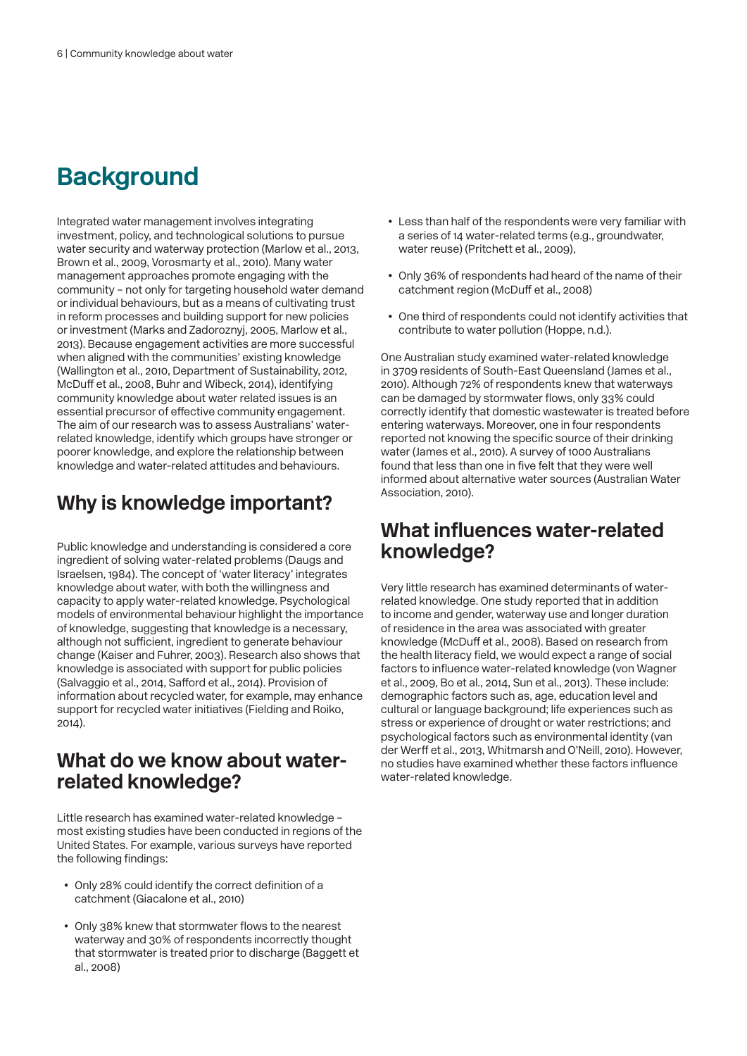# Background

Integrated water management involves integrating investment, policy, and technological solutions to pursue water security and waterway protection (Marlow et al., 2013, Brown et al., 2009, Vorosmarty et al., 2010). Many water management approaches promote engaging with the community – not only for targeting household water demand or individual behaviours, but as a means of cultivating trust in reform processes and building support for new policies or investment (Marks and Zadoroznyj, 2005, Marlow et al., 2013). Because engagement activities are more successful when aligned with the communities' existing knowledge (Wallington et al., 2010, Department of Sustainability, 2012, McDuff et al., 2008, Buhr and Wibeck, 2014), identifying community knowledge about water related issues is an essential precursor of effective community engagement. The aim of our research was to assess Australians' water-related knowledge, identify which groups have stronger or poorer knowledge, and explore the relationship between knowledge and water-related attitudes and behaviours.

## Why is knowledge important?

Public knowledge and understanding is considered a core ingredient of solving water-related problems (Daugs and Israelsen, 1984). The concept of 'water literacy' integrates knowledge about water, with both the willingness and capacity to apply water-related knowledge. Psychological models of environmental behaviour highlight the importance of knowledge, suggesting that knowledge is a necessary, although not sufficient, ingredient to generate behaviour change (Kaiser and Fuhrer, 2003). Research also shows that knowledge is associated with support for public policies (Salvaggio et al., 2014, Safford et al., 2014). Provision of information about recycled water, for example, may enhance support for recycled water initiatives (Fielding and Roiko, 2014).

## What do we know about water-related knowledge?

Little research has examined water-related knowledge – most existing studies have been conducted in regions of the United States. For example, various surveys have reported the following findings:

- Only 28% could identify the correct definition of a catchment (Giacalone et al., 2010)
- Only 38% knew that stormwater flows to the nearest waterway and 30% of respondents incorrectly thought that stormwater is treated prior to discharge (Baggett et al., 2008)
- Less than half of the respondents were very familiar with a series of 14 water-related terms (e.g., groundwater, water reuse) (Pritchett et al., 2009),
- Only 36% of respondents had heard of the name of their catchment region (McDuff et al., 2008)
- One third of respondents could not identify activities that contribute to water pollution (Hoppe, n.d.).

One Australian study examined water-related knowledge in 3709 residents of South-East Queensland (James et al., 2010). Although 72% of respondents knew that waterways can be damaged by stormwater flows, only 33% could correctly identify that domestic wastewater is treated before entering waterways. Moreover, one in four respondents reported not knowing the specific source of their drinking water (James et al., 2010). A survey of 1000 Australians found that less than one in five felt that they were well informed about alternative water sources (Australian Water Association, 2010).

## What influences water-related knowledge?

Very little research has examined determinants of water-related knowledge. One study reported that in addition to income and gender, waterway use and longer duration of residence in the area was associated with greater knowledge (McDuff et al., 2008). Based on research from the health literacy field, we would expect a range of social factors to influence water-related knowledge (von Wagner et al., 2009, Bo et al., 2014, Sun et al., 2013). These include: demographic factors such as, age, education level and cultural or language background; life experiences such as stress or experience of drought or water restrictions; and psychological factors such as environmental identity (van der Werff et al., 2013, Whitmarsh and O'Neill, 2010). However, no studies have examined whether these factors influence water-related knowledge.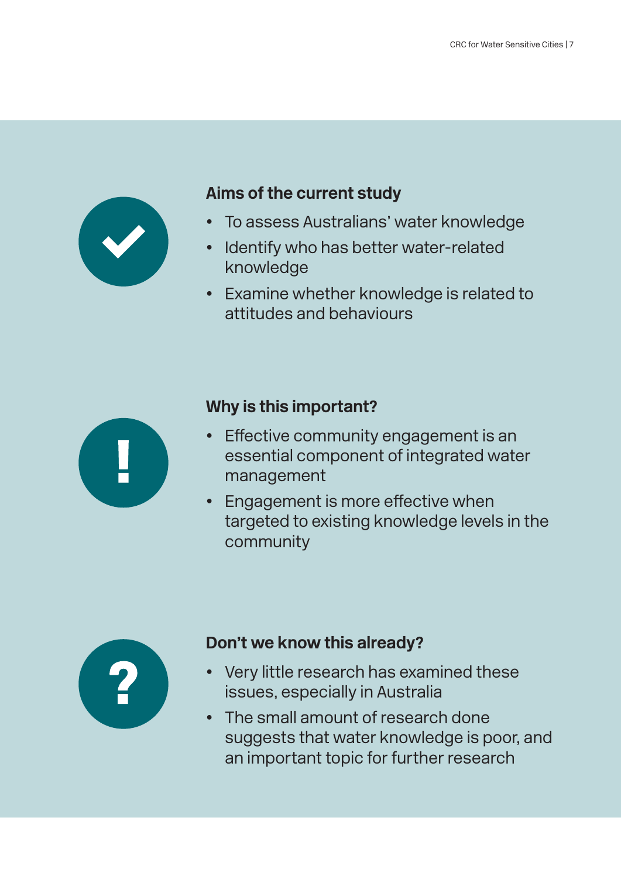### Aims of the current study

- To assess Australians' water knowledge
- Identify who has better water-related knowledge
- Examine whether knowledge is related to attitudes and behaviours

### Why is this important?

- Effective community engagement is an essential component of integrated water management
- Engagement is more effective when targeted to existing knowledge levels in the community

### Don't we know this already?

- Very little research has examined these issues, especially in Australia
- The small amount of research done suggests that water knowledge is poor, and an important topic for further research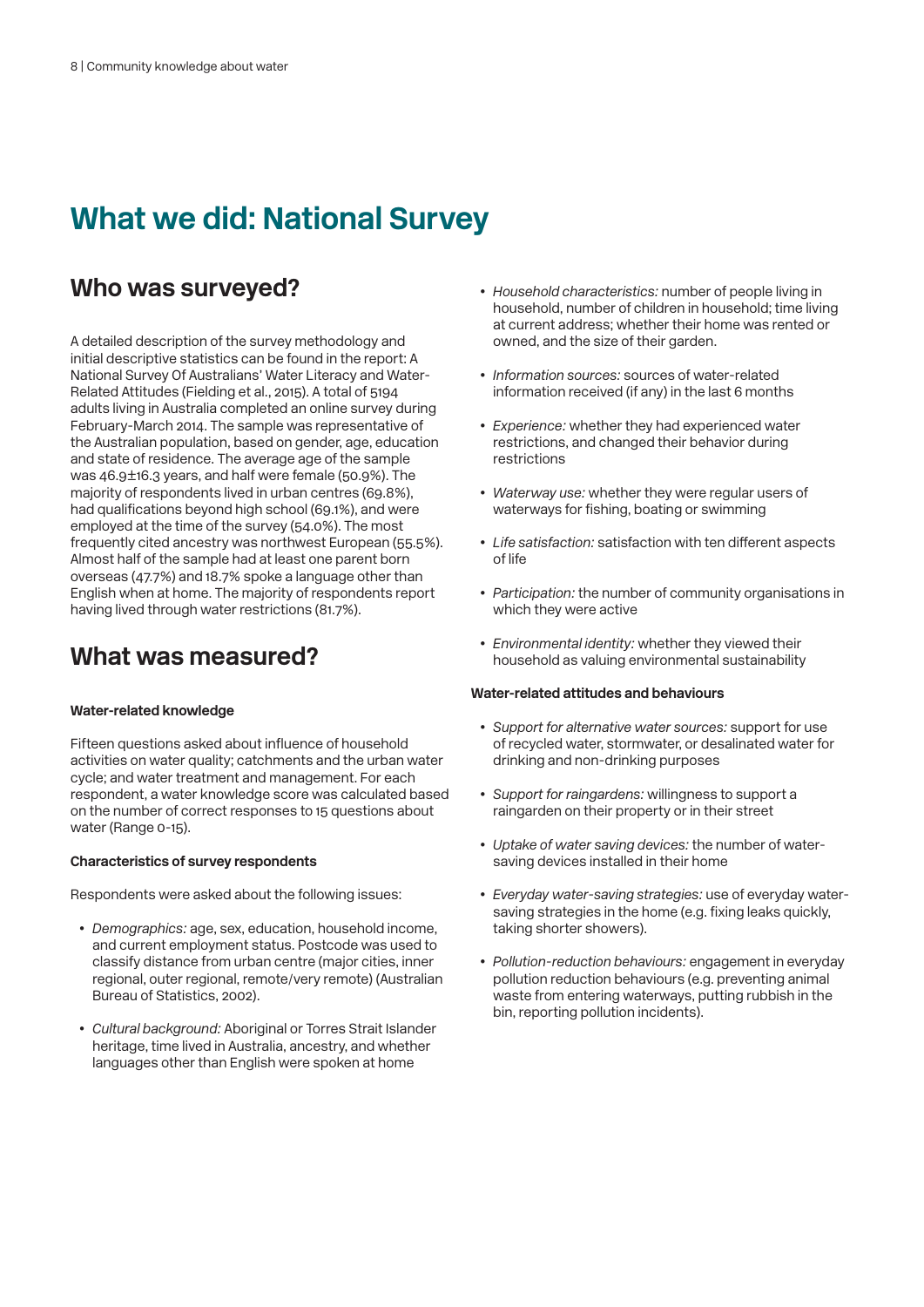# What we did: National Survey

## Who was surveyed?

A detailed description of the survey methodology and initial descriptive statistics can be found in the report: A National Survey Of Australians' Water Literacy and Water-Related Attitudes (Fielding et al., 2015). A total of 5194 adults living in Australia completed an online survey during February-March 2014. The sample was representative of the Australian population, based on gender, age, education and state of residence. The average age of the sample was 46.9±16.3 years, and half were female (50.9%). The majority of respondents lived in urban centres (69.8%), had qualifications beyond high school (69.1%), and were employed at the time of the survey (54.0%). The most frequently cited ancestry was northwest European (55.5%). Almost half of the sample had at least one parent born overseas (47.7%) and 18.7% spoke a language other than English when at home. The majority of respondents report having lived through water restrictions (81.7%).

## What was measured?

**Water-related knowledge**

Fifteen questions asked about influence of household activities on water quality; catchments and the urban water cycle; and water treatment and management. For each respondent, a water knowledge score was calculated based on the number of correct responses to 15 questions about water (Range 0-15).

**Characteristics of survey respondents**

Respondents were asked about the following issues:

- *Demographics:* age, sex, education, household income, and current employment status. Postcode was used to classify distance from urban centre (major cities, inner regional, outer regional, remote/very remote) (Australian Bureau of Statistics, 2002).
- *Cultural background:* Aboriginal or Torres Strait Islander heritage, time lived in Australia, ancestry, and whether languages other than English were spoken at home
- *Household characteristics:* number of people living in household, number of children in household; time living at current address; whether their home was rented or owned, and the size of their garden.
- *Information sources:* sources of water-related information received (if any) in the last 6 months
- *Experience:* whether they had experienced water restrictions, and changed their behavior during restrictions
- *Waterway use:* whether they were regular users of waterways for fishing, boating or swimming
- *Life satisfaction:* satisfaction with ten different aspects of life
- *Participation:* the number of community organisations in which they were active
- *Environmental identity:* whether they viewed their household as valuing environmental sustainability

**Water-related attitudes and behaviours**

- *Support for alternative water sources:* support for use of recycled water, stormwater, or desalinated water for drinking and non-drinking purposes
- *Support for raingardens:* willingness to support a raingarden on their property or in their street
- *Uptake of water saving devices:* the number of water-saving devices installed in their home
- *Everyday water-saving strategies:* use of everyday water-saving strategies in the home (e.g. fixing leaks quickly, taking shorter showers).
- *Pollution-reduction behaviours:* engagement in everyday pollution reduction behaviours (e.g. preventing animal waste from entering waterways, putting rubbish in the bin, reporting pollution incidents).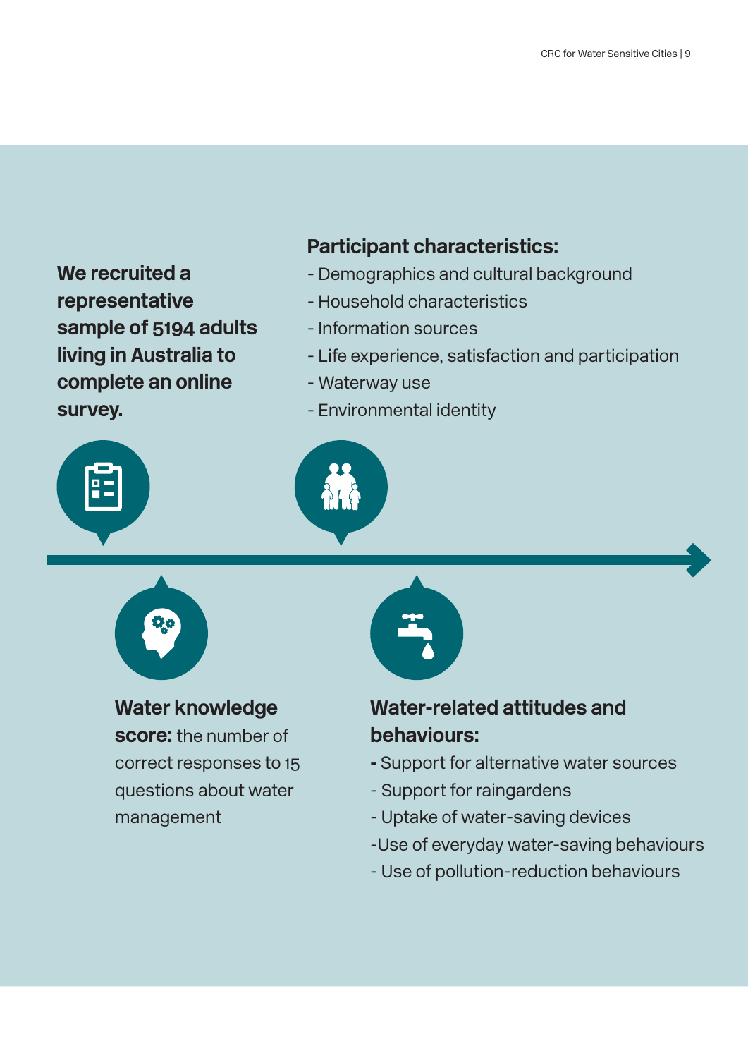**We recruited a representative sample of 5194 adults living in Australia to complete an online survey.**

**Participant characteristics:**

- Demographics and cultural background
- Household characteristics
- Information sources
- Life experience, satisfaction and participation
- Waterway use
- Environmental identity

**Water knowledge score:** the number of correct responses to 15 questions about water management

**Water-related attitudes and behaviours:**

- Support for alternative water sources
- Support for raingardens
- Uptake of water-saving devices
- Use of everyday water-saving behaviours
- Use of pollution-reduction behaviours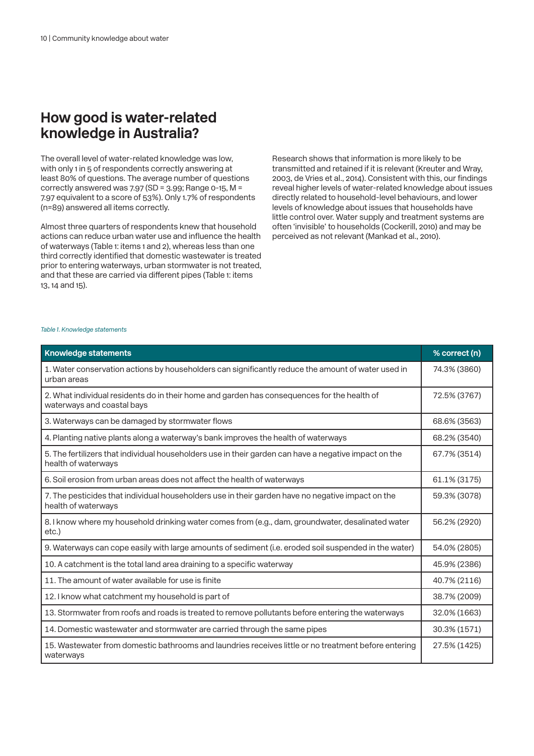## How good is water-related knowledge in Australia?

The overall level of water-related knowledge was low, with only 1 in 5 of respondents correctly answering at least 80% of questions. The average number of questions correctly answered was 7.97 (SD = 3.99; Range 0-15, M = 7.97 equivalent to a score of 53%). Only 1.7% of respondents (n=89) answered all items correctly.

Almost three quarters of respondents knew that household actions can reduce urban water use and influence the health of waterways (Table 1: items 1 and 2), whereas less than one third correctly identified that domestic wastewater is treated prior to entering waterways, urban stormwater is not treated, and that these are carried via different pipes (Table 1: items 13, 14 and 15).

Research shows that information is more likely to be transmitted and retained if it is relevant (Kreuter and Wray, 2003, de Vries et al., 2014). Consistent with this, our findings reveal higher levels of water-related knowledge about issues directly related to household-level behaviours, and lower levels of knowledge about issues that households have little control over. Water supply and treatment systems are often 'invisible' to households (Cockerill, 2010) and may be perceived as not relevant (Mankad et al., 2010).

*Table 1. Knowledge statements*

| Knowledge statements | % correct (n) |
|---|---|
| 1. Water conservation actions by householders can significantly reduce the amount of water used in urban areas | 74.3% (3860) |
| 2. What individual residents do in their home and garden has consequences for the health of waterways and coastal bays | 72.5% (3767) |
| 3. Waterways can be damaged by stormwater flows | 68.6% (3563) |
| 4. Planting native plants along a waterway's bank improves the health of waterways | 68.2% (3540) |
| 5. The fertilizers that individual householders use in their garden can have a negative impact on the health of waterways | 67.7% (3514) |
| 6. Soil erosion from urban areas does not affect the health of waterways | 61.1% (3175) |
| 7. The pesticides that individual householders use in their garden have no negative impact on the health of waterways | 59.3% (3078) |
| 8. I know where my household drinking water comes from (e.g., dam, groundwater, desalinated water etc.) | 56.2% (2920) |
| 9. Waterways can cope easily with large amounts of sediment (i.e. eroded soil suspended in the water) | 54.0% (2805) |
| 10. A catchment is the total land area draining to a specific waterway | 45.9% (2386) |
| 11. The amount of water available for use is finite | 40.7% (2116) |
| 12. I know what catchment my household is part of | 38.7% (2009) |
| 13. Stormwater from roofs and roads is treated to remove pollutants before entering the waterways | 32.0% (1663) |
| 14. Domestic wastewater and stormwater are carried through the same pipes | 30.3% (1571) |
| 15. Wastewater from domestic bathrooms and laundries receives little or no treatment before entering waterways | 27.5% (1425) |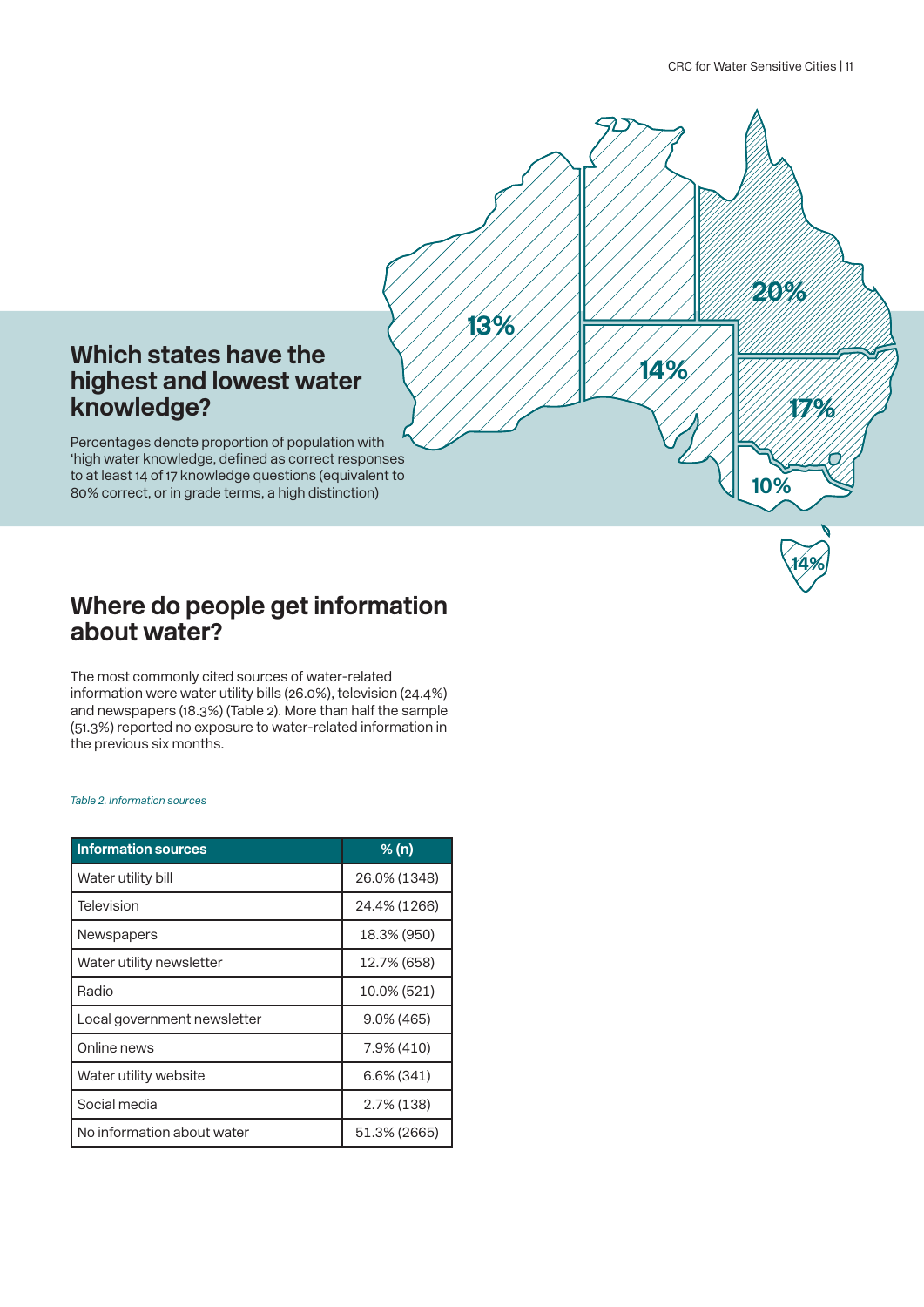## Which states have the highest and lowest water knowledge?

Percentages denote proportion of population with 'high water knowledge, defined as correct responses to at least 14 of 17 knowledge questions (equivalent to 80% correct, or in grade terms, a high distinction)

13%

14%

20%

17%

10%

14%

## Where do people get information about water?

The most commonly cited sources of water-related information were water utility bills (26.0%), television (24.4%) and newspapers (18.3%) (Table 2). More than half the sample (51.3%) reported no exposure to water-related information in the previous six months.

*Table 2. Information sources*

| Information sources | % (n) |
|---|---|
| Water utility bill | 26.0% (1348) |
| Television | 24.4% (1266) |
| Newspapers | 18.3% (950) |
| Water utility newsletter | 12.7% (658) |
| Radio | 10.0% (521) |
| Local government newsletter | 9.0% (465) |
| Online news | 7.9% (410) |
| Water utility website | 6.6% (341) |
| Social media | 2.7% (138) |
| No information about water | 51.3% (2665) |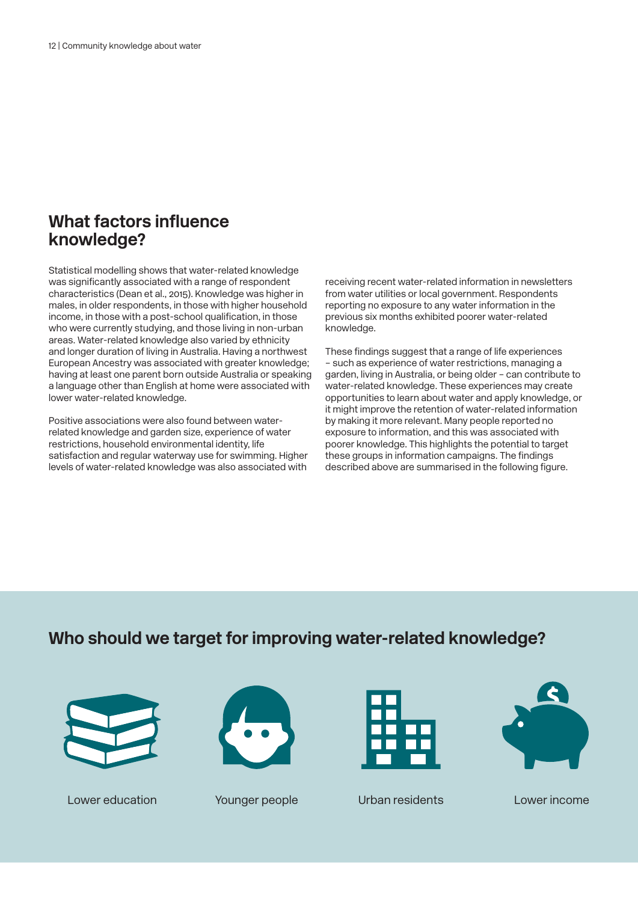## What factors influence knowledge?

Statistical modelling shows that water-related knowledge was significantly associated with a range of respondent characteristics (Dean et al., 2015). Knowledge was higher in males, in older respondents, in those with higher household income, in those with a post-school qualification, in those who were currently studying, and those living in non-urban areas. Water-related knowledge also varied by ethnicity and longer duration of living in Australia. Having a northwest European Ancestry was associated with greater knowledge; having at least one parent born outside Australia or speaking a language other than English at home were associated with lower water-related knowledge.

Positive associations were also found between water-related knowledge and garden size, experience of water restrictions, household environmental identity, life satisfaction and regular waterway use for swimming. Higher levels of water-related knowledge was also associated with receiving recent water-related information in newsletters from water utilities or local government. Respondents reporting no exposure to any water information in the previous six months exhibited poorer water-related knowledge.

These findings suggest that a range of life experiences – such as experience of water restrictions, managing a garden, living in Australia, or being older – can contribute to water-related knowledge. These experiences may create opportunities to learn about water and apply knowledge, or it might improve the retention of water-related information by making it more relevant. Many people reported no exposure to information, and this was associated with poorer knowledge. This highlights the potential to target these groups in information campaigns. The findings described above are summarised in the following figure.

## Who should we target for improving water-related knowledge?

Lower education

Younger people

Urban residents

Lower income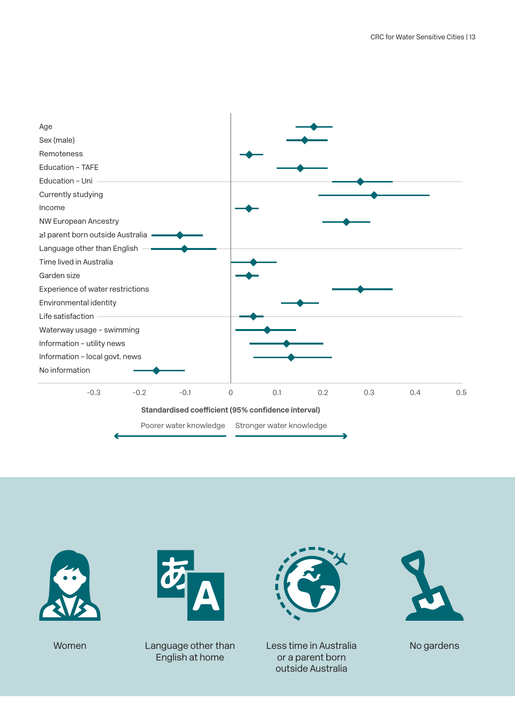| Variable |
|---|
| Age |
| Sex (male) |
| Remoteness |
| Education – TAFE |
| Education – Uni |
| Currently studying |
| Income |
| NW European Ancestry |
| ≥1 parent born outside Australia |
| Language other than English |
| Time lived in Australia |
| Garden size |
| Experience of water restrictions |
| Environmental identity |
| Life satisfaction |
| Waterway usage – swimming |
| Information – utility news |
| Information – local govt. news |
| No information |

-0.3 -0.2 -0.1 0 0.1 0.2 0.3 0.4 0.5

**Standardised coefficient (95% confidence interval)**

Poorer water knowledge ← → Stronger water knowledge

Women

Language other than English at home

Less time in Australia or a parent born outside Australia

No gardens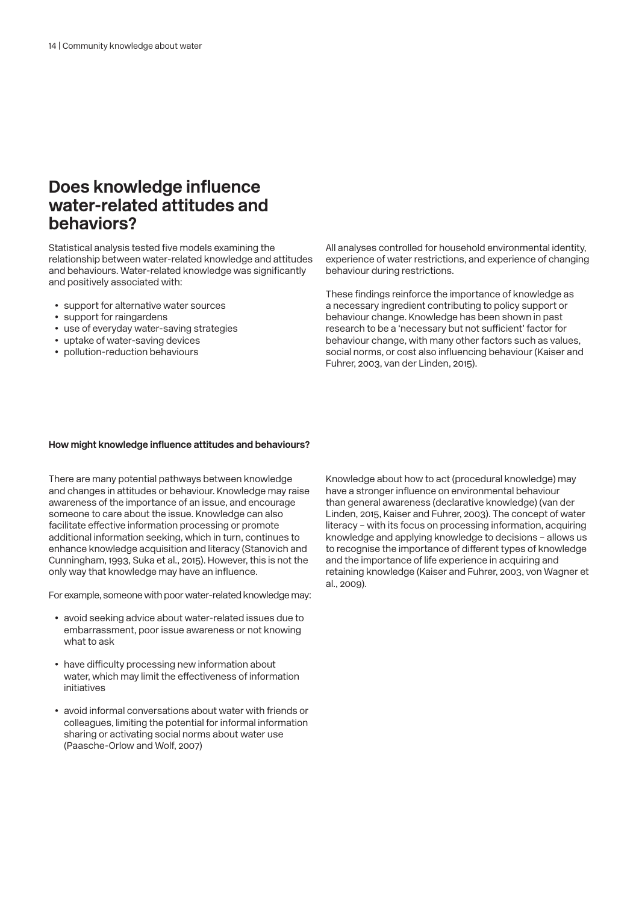## Does knowledge influence water-related attitudes and behaviors?

Statistical analysis tested five models examining the relationship between water-related knowledge and attitudes and behaviours. Water-related knowledge was significantly and positively associated with:

- support for alternative water sources
- support for raingardens
- use of everyday water-saving strategies
- uptake of water-saving devices
- pollution-reduction behaviours

All analyses controlled for household environmental identity, experience of water restrictions, and experience of changing behaviour during restrictions.

These findings reinforce the importance of knowledge as a necessary ingredient contributing to policy support or behaviour change. Knowledge has been shown in past research to be a 'necessary but not sufficient' factor for behaviour change, with many other factors such as values, social norms, or cost also influencing behaviour (Kaiser and Fuhrer, 2003, van der Linden, 2015).

**How might knowledge influence attitudes and behaviours?**

There are many potential pathways between knowledge and changes in attitudes or behaviour. Knowledge may raise awareness of the importance of an issue, and encourage someone to care about the issue. Knowledge can also facilitate effective information processing or promote additional information seeking, which in turn, continues to enhance knowledge acquisition and literacy (Stanovich and Cunningham, 1993, Suka et al., 2015). However, this is not the only way that knowledge may have an influence.

For example, someone with poor water-related knowledge may:

- avoid seeking advice about water-related issues due to embarrassment, poor issue awareness or not knowing what to ask
- have difficulty processing new information about water, which may limit the effectiveness of information initiatives
- avoid informal conversations about water with friends or colleagues, limiting the potential for informal information sharing or activating social norms about water use (Paasche-Orlow and Wolf, 2007)

Knowledge about how to act (procedural knowledge) may have a stronger influence on environmental behaviour than general awareness (declarative knowledge) (van der Linden, 2015, Kaiser and Fuhrer, 2003). The concept of water literacy – with its focus on processing information, acquiring knowledge and applying knowledge to decisions – allows us to recognise the importance of different types of knowledge and the importance of life experience in acquiring and retaining knowledge (Kaiser and Fuhrer, 2003, von Wagner et al., 2009).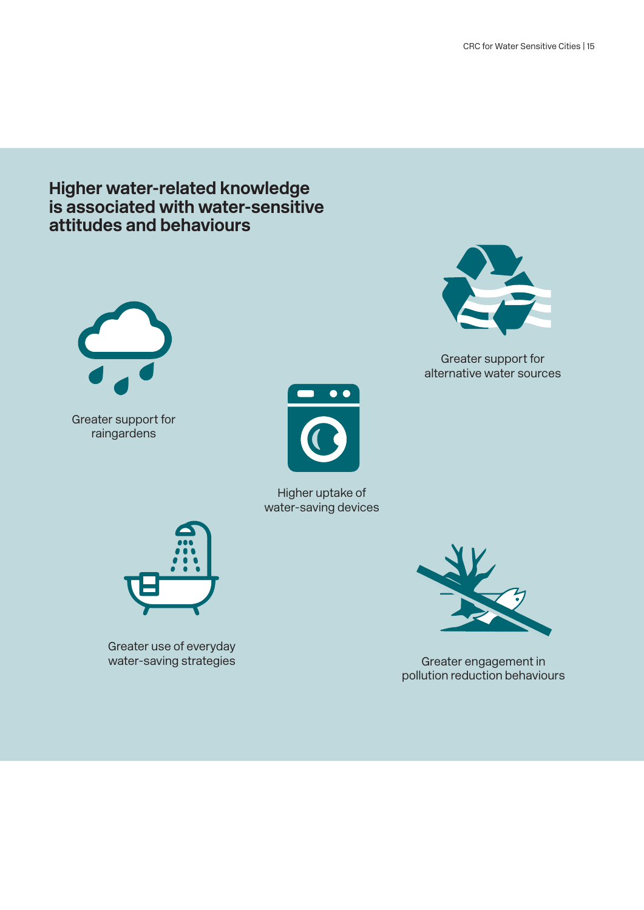## Higher water-related knowledge is associated with water-sensitive attitudes and behaviours

Greater support for raingardens

Greater support for alternative water sources

Higher uptake of water-saving devices

Greater use of everyday water-saving strategies

Greater engagement in pollution reduction behaviours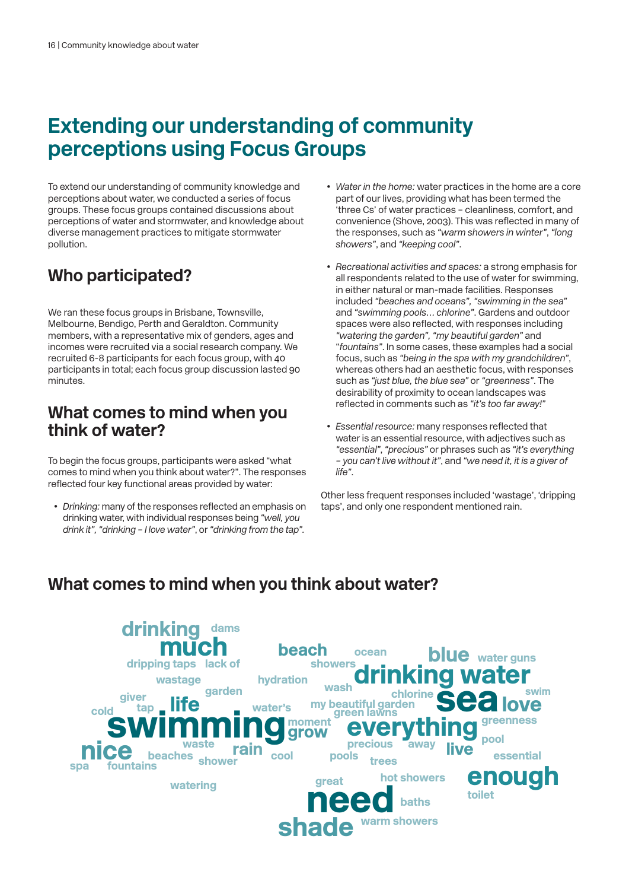# Extending our understanding of community perceptions using Focus Groups

To extend our understanding of community knowledge and perceptions about water, we conducted a series of focus groups. These focus groups contained discussions about perceptions of water and stormwater, and knowledge about diverse management practices to mitigate stormwater pollution.

## Who participated?

We ran these focus groups in Brisbane, Townsville, Melbourne, Bendigo, Perth and Geraldton. Community members, with a representative mix of genders, ages and incomes were recruited via a social research company. We recruited 6-8 participants for each focus group, with 40 participants in total; each focus group discussion lasted 90 minutes.

## What comes to mind when you think of water?

To begin the focus groups, participants were asked "what comes to mind when you think about water?". The responses reflected four key functional areas provided by water:

- *Drinking:* many of the responses reflected an emphasis on drinking water, with individual responses being *"well, you drink it"*, *"drinking – I love water"*, or *"drinking from the tap"*.
- *Water in the home:* water practices in the home are a core part of our lives, providing what has been termed the 'three Cs' of water practices – cleanliness, comfort, and convenience (Shove, 2003). This was reflected in many of the responses, such as *"warm showers in winter"*, *"long showers"*, and *"keeping cool"*.
- *Recreational activities and spaces:* a strong emphasis for all respondents related to the use of water for swimming, in either natural or man-made facilities. Responses included *"beaches and oceans"*, *"swimming in the sea"* and *"swimming pools… chlorine"*. Gardens and outdoor spaces were also reflected, with responses including *"watering the garden"*, *"my beautiful garden"* and "*fountains*". In some cases, these examples had a social focus, such as *"being in the spa with my grandchildren"*, whereas others had an aesthetic focus, with responses such as *"just blue, the blue sea"* or *"greenness"*. The desirability of proximity to ocean landscapes was reflected in comments such as *"it's too far away!"*
- *Essential resource:* many responses reflected that water is an essential resource, with adjectives such as *"essential"*, *"precious"* or phrases such as *"it's everything – you can't live without it"*, and *"we need it, it is a giver of life"*.

Other less frequent responses included 'wastage', 'dripping taps', and only one respondent mentioned rain.

## What comes to mind when you think about water?

drinking dams much beach ocean blue water guns dripping taps lack of showers drinking water wastage hydration wash swim garden chlorine sea giver my beautiful garden love cold tap life water's green lawns swimming moment greenness grow everything waste precious away pool nice rain live beaches cool pools essential spa shower trees fountains great hot showers enough watering toilet need baths shade warm showers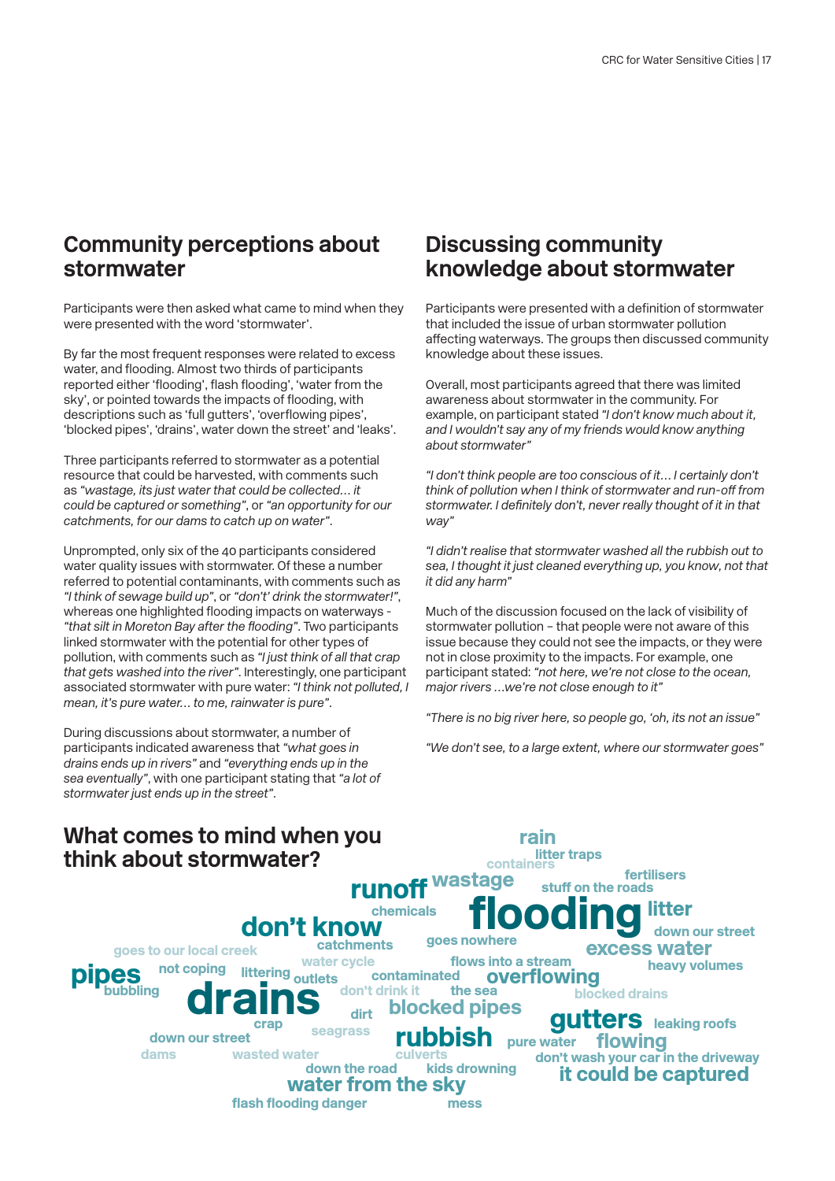## Community perceptions about stormwater

Participants were then asked what came to mind when they were presented with the word 'stormwater'.

By far the most frequent responses were related to excess water, and flooding. Almost two thirds of participants reported either 'flooding', flash flooding', 'water from the sky', or pointed towards the impacts of flooding, with descriptions such as 'full gutters', 'overflowing pipes', 'blocked pipes', 'drains', water down the street' and 'leaks'.

Three participants referred to stormwater as a potential resource that could be harvested, with comments such as *"wastage, its just water that could be collected… it could be captured or something"*, or *"an opportunity for our catchments, for our dams to catch up on water"*.

Unprompted, only six of the 40 participants considered water quality issues with stormwater. Of these a number referred to potential contaminants, with comments such as *"I think of sewage build up"*, or *"don't' drink the stormwater!"*, whereas one highlighted flooding impacts on waterways - *"that silt in Moreton Bay after the flooding"*. Two participants linked stormwater with the potential for other types of pollution, with comments such as *"I just think of all that crap that gets washed into the river"*. Interestingly, one participant associated stormwater with pure water: *"I think not polluted, I mean, it's pure water… to me, rainwater is pure"*.

During discussions about stormwater, a number of participants indicated awareness that *"what goes in drains ends up in rivers"* and *"everything ends up in the sea eventually"*, with one participant stating that *"a lot of stormwater just ends up in the street"*.

## Discussing community knowledge about stormwater

Participants were presented with a definition of stormwater that included the issue of urban stormwater pollution affecting waterways. The groups then discussed community knowledge about these issues.

Overall, most participants agreed that there was limited awareness about stormwater in the community. For example, on participant stated *"I don't know much about it, and I wouldn't say any of my friends would know anything about stormwater"*

*"I don't think people are too conscious of it… I certainly don't think of pollution when I think of stormwater and run-off from stormwater. I definitely don't, never really thought of it in that way"*

*"I didn't realise that stormwater washed all the rubbish out to sea, I thought it just cleaned everything up, you know, not that it did any harm"*

Much of the discussion focused on the lack of visibility of stormwater pollution – that people were not aware of this issue because they could not see the impacts, or they were not in close proximity to the impacts. For example, one participant stated: *"not here, we're not close to the ocean, major rivers …we're not close enough to it"*

*"There is no big river here, so people go, 'oh, its not an issue"*

*"We don't see, to a large extent, where our stormwater goes"*

## What comes to mind when you think about stormwater?

rain, containers, litter traps, fertilisers, runoff, wastage, stuff on the roads, chemicals, flooding, litter, don't know, goes nowhere, down our street, catchments, excess water, goes to our local creek, water cycle, flows into a stream, heavy volumes, pipes, not coping, littering, outlets, contaminated, overflowing, bubbling, drains, don't drink it, the sea, blocked drains, dirt, blocked pipes, crap, seagrass, gutters, leaking roofs, down our street, rubbish, pure water, flowing, dams, wasted water, culverts, don't wash your car in the driveway, down the road, kids drowning, it could be captured, water from the sky, flash flooding danger, mess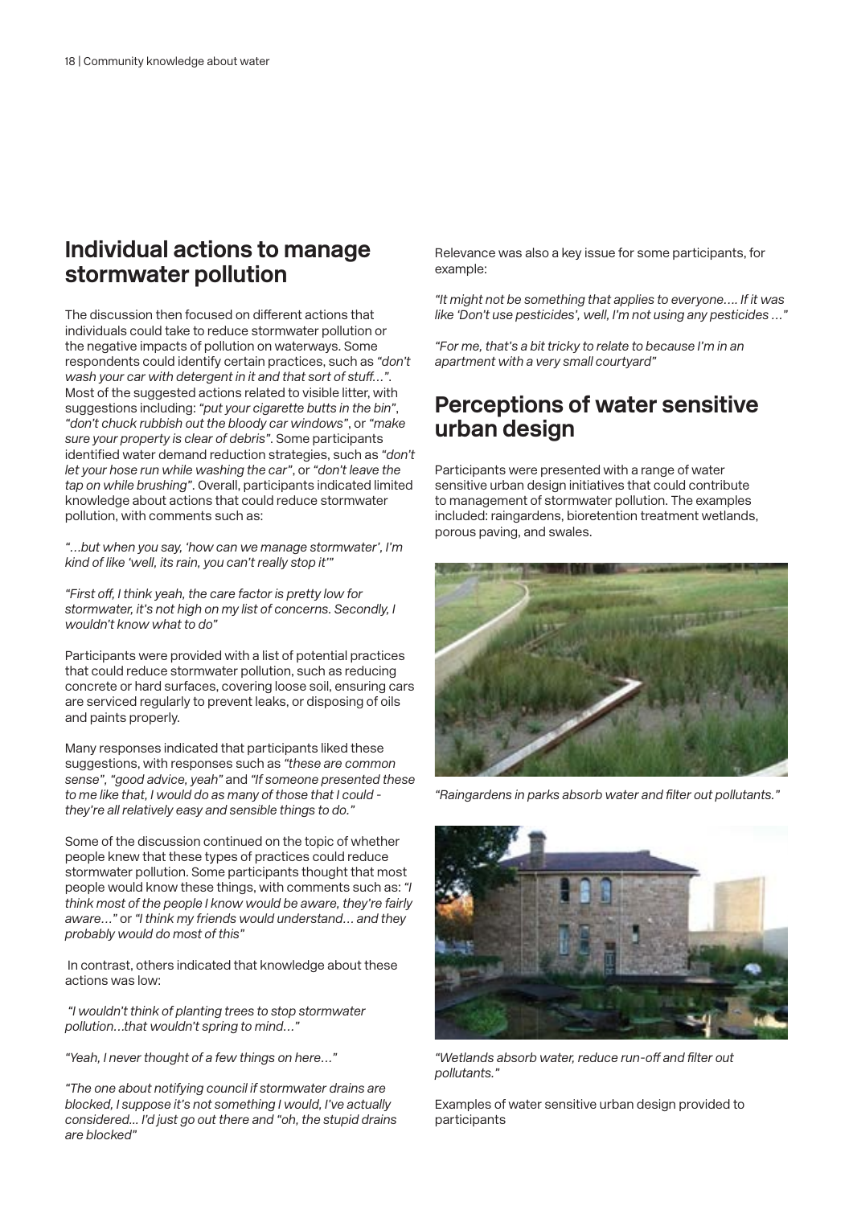## Individual actions to manage stormwater pollution

The discussion then focused on different actions that individuals could take to reduce stormwater pollution or the negative impacts of pollution on waterways. Some respondents could identify certain practices, such as *"don't wash your car with detergent in it and that sort of stuff…"*. Most of the suggested actions related to visible litter, with suggestions including: *"put your cigarette butts in the bin"*, *"don't chuck rubbish out the bloody car windows"*, or *"make sure your property is clear of debris"*. Some participants identified water demand reduction strategies, such as *"don't let your hose run while washing the car"*, or *"don't leave the tap on while brushing"*. Overall, participants indicated limited knowledge about actions that could reduce stormwater pollution, with comments such as:

*"…but when you say, 'how can we manage stormwater', I'm kind of like 'well, its rain, you can't really stop it'"*

*"First off, I think yeah, the care factor is pretty low for stormwater, it's not high on my list of concerns. Secondly, I wouldn't know what to do"*

Participants were provided with a list of potential practices that could reduce stormwater pollution, such as reducing concrete or hard surfaces, covering loose soil, ensuring cars are serviced regularly to prevent leaks, or disposing of oils and paints properly.

Many responses indicated that participants liked these suggestions, with responses such as *"these are common sense"*, *"good advice, yeah"* and *"If someone presented these to me like that, I would do as many of those that I could - they're all relatively easy and sensible things to do."*

Some of the discussion continued on the topic of whether people knew that these types of practices could reduce stormwater pollution. Some participants thought that most people would know these things, with comments such as: *"I think most of the people I know would be aware, they're fairly aware…"* or *"I think my friends would understand… and they probably would do most of this"*

In contrast, others indicated that knowledge about these actions was low:

*"I wouldn't think of planting trees to stop stormwater pollution…that wouldn't spring to mind…"*

*"Yeah, I never thought of a few things on here…"*

*"The one about notifying council if stormwater drains are blocked, I suppose it's not something I would, I've actually considered... I'd just go out there and "oh, the stupid drains are blocked"*

Relevance was also a key issue for some participants, for example:

*"It might not be something that applies to everyone…. If it was like 'Don't use pesticides', well, I'm not using any pesticides …"*

*"For me, that's a bit tricky to relate to because I'm in an apartment with a very small courtyard"*

## Perceptions of water sensitive urban design

Participants were presented with a range of water sensitive urban design initiatives that could contribute to management of stormwater pollution. The examples included: raingardens, bioretention treatment wetlands, porous paving, and swales.

*"Raingardens in parks absorb water and filter out pollutants."*

*"Wetlands absorb water, reduce run-off and filter out pollutants."*

Examples of water sensitive urban design provided to participants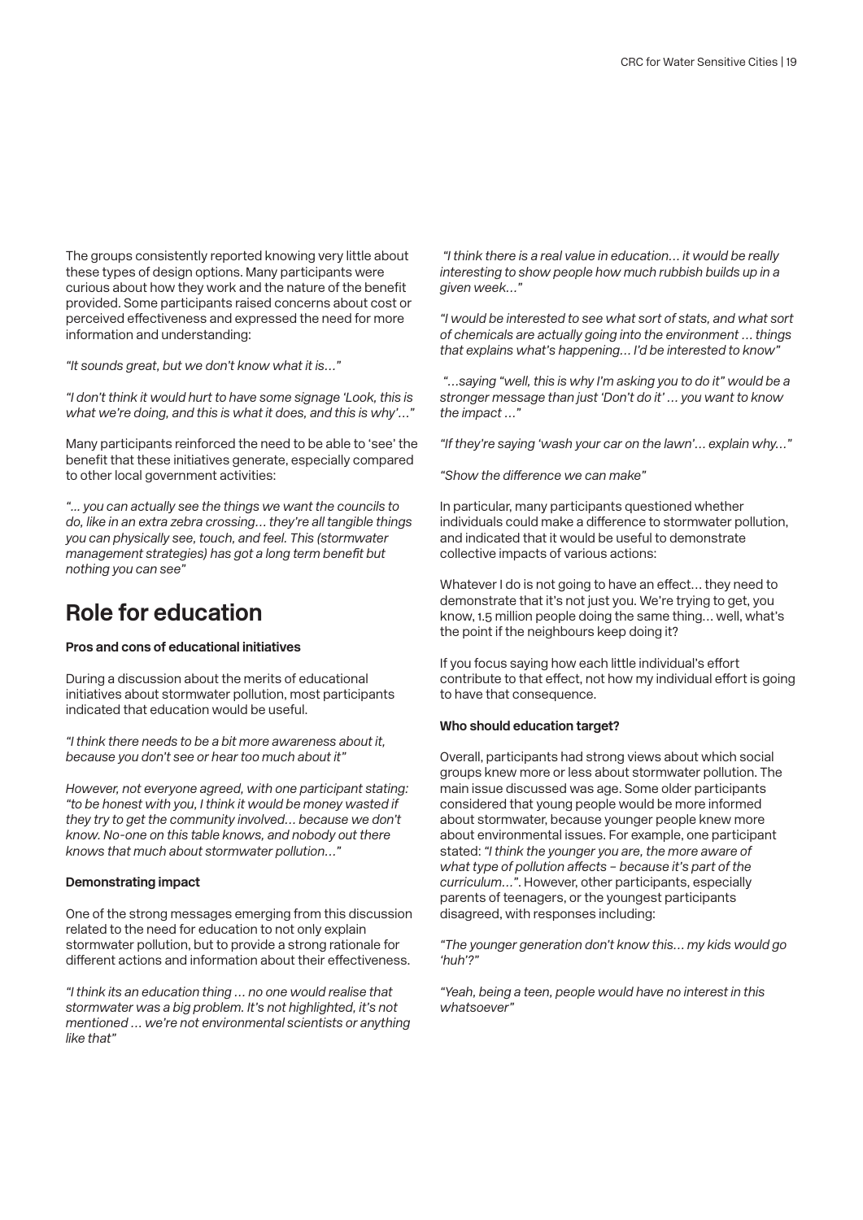The groups consistently reported knowing very little about these types of design options. Many participants were curious about how they work and the nature of the benefit provided. Some participants raised concerns about cost or perceived effectiveness and expressed the need for more information and understanding:

*"It sounds great, but we don't know what it is…"*

*"I don't think it would hurt to have some signage 'Look, this is what we're doing, and this is what it does, and this is why'…"*

Many participants reinforced the need to be able to 'see' the benefit that these initiatives generate, especially compared to other local government activities:

*"... you can actually see the things we want the councils to do, like in an extra zebra crossing… they're all tangible things you can physically see, touch, and feel. This (stormwater management strategies) has got a long term benefit but nothing you can see"*

## Role for education

### Pros and cons of educational initiatives

During a discussion about the merits of educational initiatives about stormwater pollution, most participants indicated that education would be useful.

*"I think there needs to be a bit more awareness about it, because you don't see or hear too much about it"*

*However, not everyone agreed, with one participant stating: "to be honest with you, I think it would be money wasted if they try to get the community involved… because we don't know. No-one on this table knows, and nobody out there knows that much about stormwater pollution…"*

### Demonstrating impact

One of the strong messages emerging from this discussion related to the need for education to not only explain stormwater pollution, but to provide a strong rationale for different actions and information about their effectiveness.

*"I think its an education thing … no one would realise that stormwater was a big problem. It's not highlighted, it's not mentioned … we're not environmental scientists or anything like that"*

*"I think there is a real value in education… it would be really interesting to show people how much rubbish builds up in a given week…"*

*"I would be interested to see what sort of stats, and what sort of chemicals are actually going into the environment … things that explains what's happening… I'd be interested to know"*

*"…saying "well, this is why I'm asking you to do it" would be a stronger message than just 'Don't do it' … you want to know the impact …"*

*"If they're saying 'wash your car on the lawn'… explain why…"*

*"Show the difference we can make"*

In particular, many participants questioned whether individuals could make a difference to stormwater pollution, and indicated that it would be useful to demonstrate collective impacts of various actions:

Whatever I do is not going to have an effect… they need to demonstrate that it's not just you. We're trying to get, you know, 1.5 million people doing the same thing… well, what's the point if the neighbours keep doing it?

If you focus saying how each little individual's effort contribute to that effect, not how my individual effort is going to have that consequence.

### Who should education target?

Overall, participants had strong views about which social groups knew more or less about stormwater pollution. The main issue discussed was age. Some older participants considered that young people would be more informed about stormwater, because younger people knew more about environmental issues. For example, one participant stated: *"I think the younger you are, the more aware of what type of pollution affects – because it's part of the curriculum…"*. However, other participants, especially parents of teenagers, or the youngest participants disagreed, with responses including:

*"The younger generation don't know this… my kids would go 'huh'?"*

*"Yeah, being a teen, people would have no interest in this whatsoever"*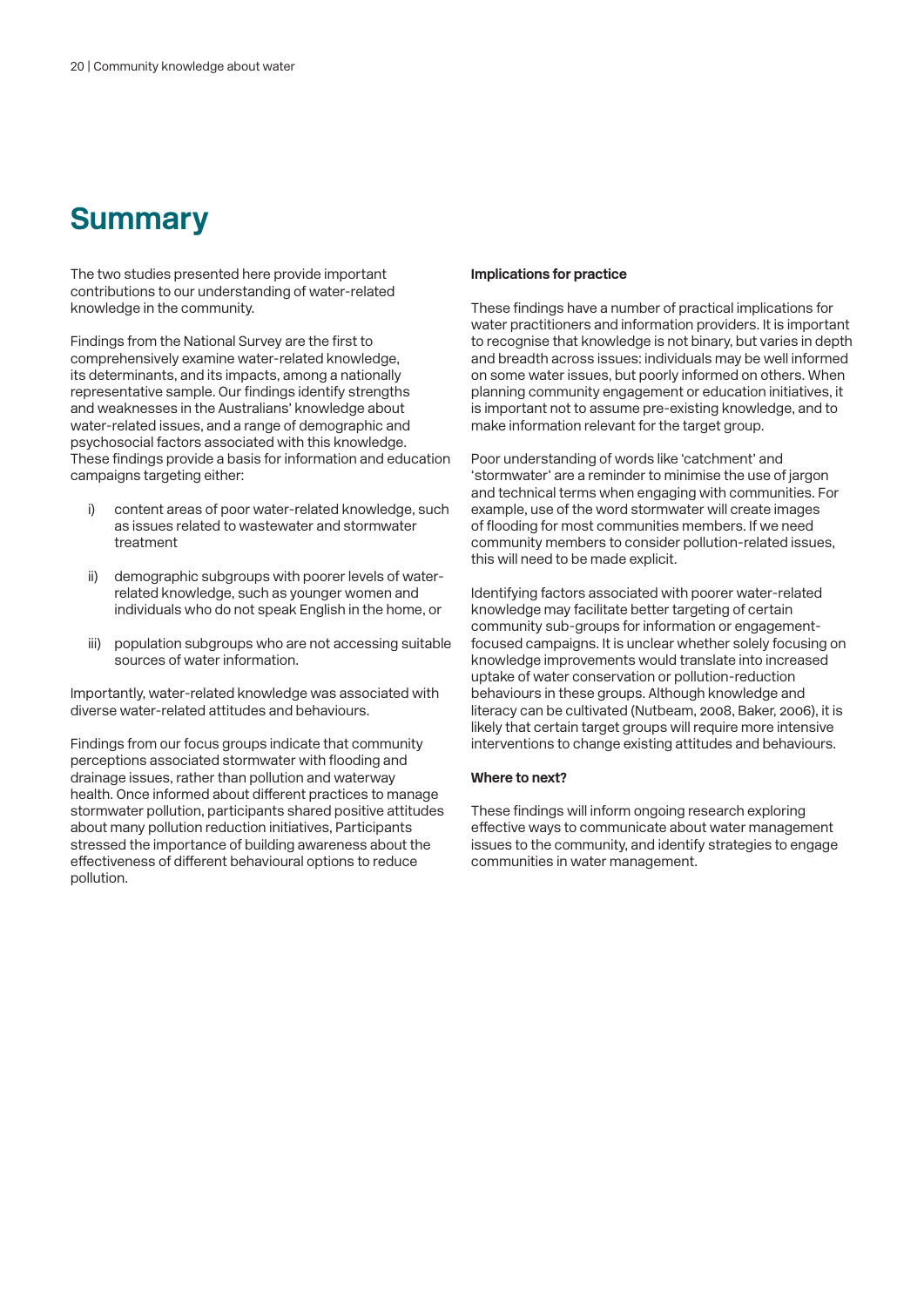# Summary

The two studies presented here provide important contributions to our understanding of water-related knowledge in the community.

Findings from the National Survey are the first to comprehensively examine water-related knowledge, its determinants, and its impacts, among a nationally representative sample. Our findings identify strengths and weaknesses in the Australians' knowledge about water-related issues, and a range of demographic and psychosocial factors associated with this knowledge. These findings provide a basis for information and education campaigns targeting either:

i) content areas of poor water-related knowledge, such as issues related to wastewater and stormwater treatment

ii) demographic subgroups with poorer levels of water-related knowledge, such as younger women and individuals who do not speak English in the home, or

iii) population subgroups who are not accessing suitable sources of water information.

Importantly, water-related knowledge was associated with diverse water-related attitudes and behaviours.

Findings from our focus groups indicate that community perceptions associated stormwater with flooding and drainage issues, rather than pollution and waterway health. Once informed about different practices to manage stormwater pollution, participants shared positive attitudes about many pollution reduction initiatives, Participants stressed the importance of building awareness about the effectiveness of different behavioural options to reduce pollution.

**Implications for practice**

These findings have a number of practical implications for water practitioners and information providers. It is important to recognise that knowledge is not binary, but varies in depth and breadth across issues: individuals may be well informed on some water issues, but poorly informed on others. When planning community engagement or education initiatives, it is important not to assume pre-existing knowledge, and to make information relevant for the target group.

Poor understanding of words like 'catchment' and 'stormwater' are a reminder to minimise the use of jargon and technical terms when engaging with communities. For example, use of the word stormwater will create images of flooding for most communities members. If we need community members to consider pollution-related issues, this will need to be made explicit.

Identifying factors associated with poorer water-related knowledge may facilitate better targeting of certain community sub-groups for information or engagement-focused campaigns. It is unclear whether solely focusing on knowledge improvements would translate into increased uptake of water conservation or pollution-reduction behaviours in these groups. Although knowledge and literacy can be cultivated (Nutbeam, 2008, Baker, 2006), it is likely that certain target groups will require more intensive interventions to change existing attitudes and behaviours.

**Where to next?**

These findings will inform ongoing research exploring effective ways to communicate about water management issues to the community, and identify strategies to engage communities in water management.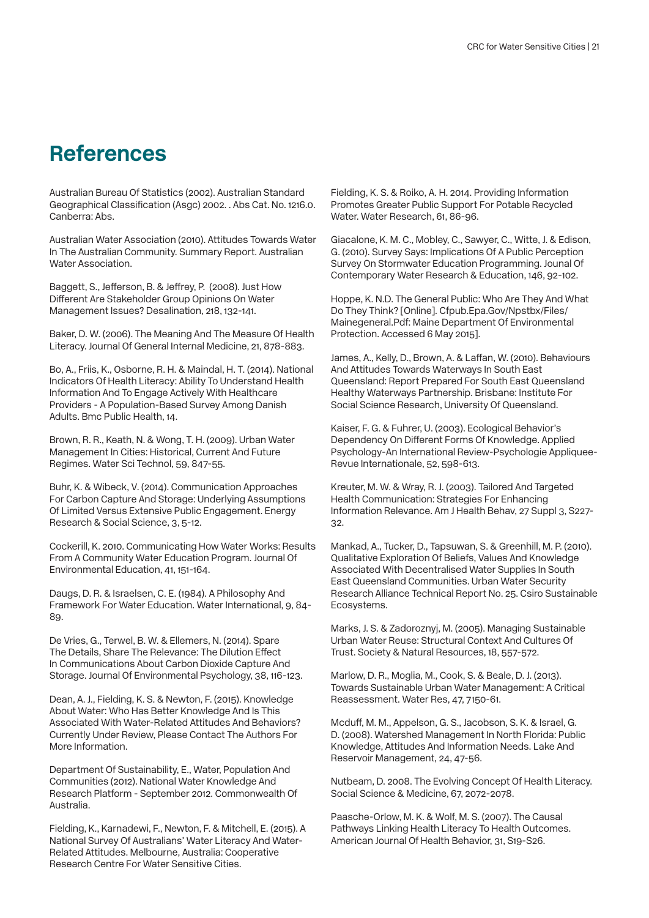# References

Australian Bureau Of Statistics (2002). Australian Standard Geographical Classification (Asgc) 2002. . Abs Cat. No. 1216.0. Canberra: Abs.

Australian Water Association (2010). Attitudes Towards Water In The Australian Community. Summary Report. Australian Water Association.

Baggett, S., Jefferson, B. & Jeffrey, P. (2008). Just How Different Are Stakeholder Group Opinions On Water Management Issues? Desalination, 218, 132-141.

Baker, D. W. (2006). The Meaning And The Measure Of Health Literacy. Journal Of General Internal Medicine, 21, 878-883.

Bo, A., Friis, K., Osborne, R. H. & Maindal, H. T. (2014). National Indicators Of Health Literacy: Ability To Understand Health Information And To Engage Actively With Healthcare Providers - A Population-Based Survey Among Danish Adults. Bmc Public Health, 14.

Brown, R. R., Keath, N. & Wong, T. H. (2009). Urban Water Management In Cities: Historical, Current And Future Regimes. Water Sci Technol, 59, 847-55.

Buhr, K. & Wibeck, V. (2014). Communication Approaches For Carbon Capture And Storage: Underlying Assumptions Of Limited Versus Extensive Public Engagement. Energy Research & Social Science, 3, 5-12.

Cockerill, K. 2010. Communicating How Water Works: Results From A Community Water Education Program. Journal Of Environmental Education, 41, 151-164.

Daugs, D. R. & Israelsen, C. E. (1984). A Philosophy And Framework For Water Education. Water International, 9, 84-89.

De Vries, G., Terwel, B. W. & Ellemers, N. (2014). Spare The Details, Share The Relevance: The Dilution Effect In Communications About Carbon Dioxide Capture And Storage. Journal Of Environmental Psychology, 38, 116-123.

Dean, A. J., Fielding, K. S. & Newton, F. (2015). Knowledge About Water: Who Has Better Knowledge And Is This Associated With Water-Related Attitudes And Behaviors? Currently Under Review, Please Contact The Authors For More Information.

Department Of Sustainability, E., Water, Population And Communities (2012). National Water Knowledge And Research Platform - September 2012. Commonwealth Of Australia.

Fielding, K., Karnadewi, F., Newton, F. & Mitchell, E. (2015). A National Survey Of Australians' Water Literacy And Water-Related Attitudes. Melbourne, Australia: Cooperative Research Centre For Water Sensitive Cities.

Fielding, K. S. & Roiko, A. H. 2014. Providing Information Promotes Greater Public Support For Potable Recycled Water. Water Research, 61, 86-96.

Giacalone, K. M. C., Mobley, C., Sawyer, C., Witte, J. & Edison, G. (2010). Survey Says: Implications Of A Public Perception Survey On Stormwater Education Programming. Jounal Of Contemporary Water Research & Education, 146, 92-102.

Hoppe, K. N.D. The General Public: Who Are They And What Do They Think? [Online]. Cfpub.Epa.Gov/Npstbx/Files/Mainegeneral.Pdf: Maine Department Of Environmental Protection. Accessed 6 May 2015].

James, A., Kelly, D., Brown, A. & Laffan, W. (2010). Behaviours And Attitudes Towards Waterways In South East Queensland: Report Prepared For South East Queensland Healthy Waterways Partnership. Brisbane: Institute For Social Science Research, University Of Queensland.

Kaiser, F. G. & Fuhrer, U. (2003). Ecological Behavior's Dependency On Different Forms Of Knowledge. Applied Psychology-An International Review-Psychologie Appliquee-Revue Internationale, 52, 598-613.

Kreuter, M. W. & Wray, R. J. (2003). Tailored And Targeted Health Communication: Strategies For Enhancing Information Relevance. Am J Health Behav, 27 Suppl 3, S227-32.

Mankad, A., Tucker, D., Tapsuwan, S. & Greenhill, M. P. (2010). Qualitative Exploration Of Beliefs, Values And Knowledge Associated With Decentralised Water Supplies In South East Queensland Communities. Urban Water Security Research Alliance Technical Report No. 25. Csiro Sustainable Ecosystems.

Marks, J. S. & Zadoroznyj, M. (2005). Managing Sustainable Urban Water Reuse: Structural Context And Cultures Of Trust. Society & Natural Resources, 18, 557-572.

Marlow, D. R., Moglia, M., Cook, S. & Beale, D. J. (2013). Towards Sustainable Urban Water Management: A Critical Reassessment. Water Res, 47, 7150-61.

Mcduff, M. M., Appelson, G. S., Jacobson, S. K. & Israel, G. D. (2008). Watershed Management In North Florida: Public Knowledge, Attitudes And Information Needs. Lake And Reservoir Management, 24, 47-56.

Nutbeam, D. 2008. The Evolving Concept Of Health Literacy. Social Science & Medicine, 67, 2072-2078.

Paasche-Orlow, M. K. & Wolf, M. S. (2007). The Causal Pathways Linking Health Literacy To Health Outcomes. American Journal Of Health Behavior, 31, S19-S26.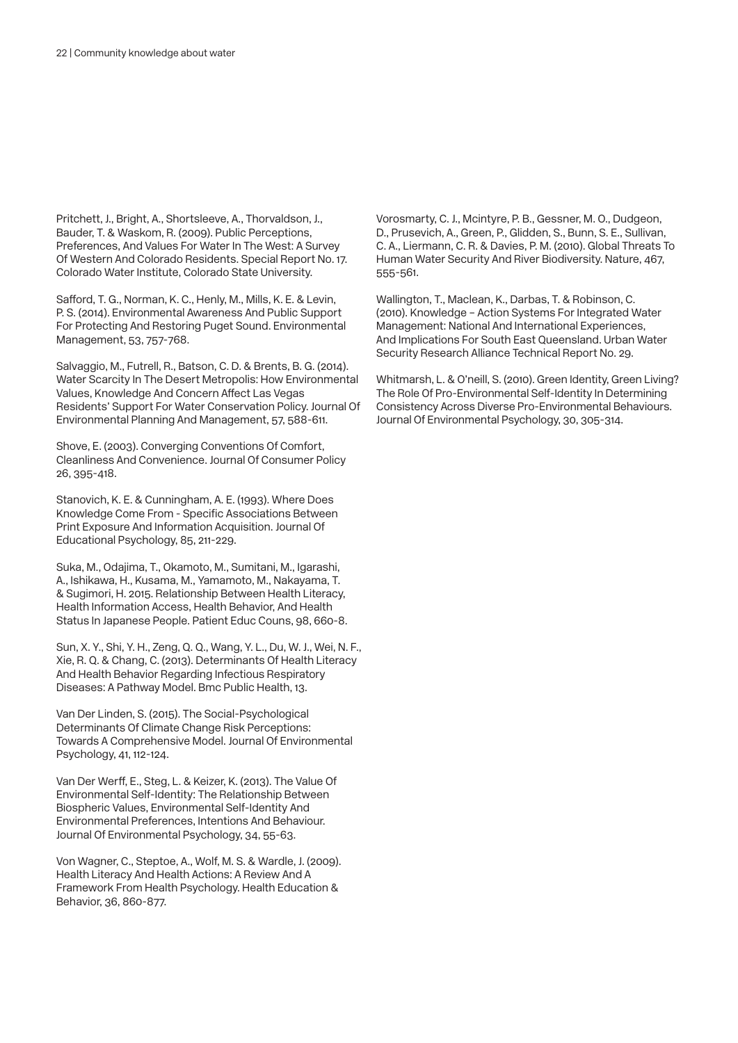Pritchett, J., Bright, A., Shortsleeve, A., Thorvaldson, J., Bauder, T. & Waskom, R. (2009). Public Perceptions, Preferences, And Values For Water In The West: A Survey Of Western And Colorado Residents. Special Report No. 17. Colorado Water Institute, Colorado State University.

Safford, T. G., Norman, K. C., Henly, M., Mills, K. E. & Levin, P. S. (2014). Environmental Awareness And Public Support For Protecting And Restoring Puget Sound. Environmental Management, 53, 757-768.

Salvaggio, M., Futrell, R., Batson, C. D. & Brents, B. G. (2014). Water Scarcity In The Desert Metropolis: How Environmental Values, Knowledge And Concern Affect Las Vegas Residents' Support For Water Conservation Policy. Journal Of Environmental Planning And Management, 57, 588-611.

Shove, E. (2003). Converging Conventions Of Comfort, Cleanliness And Convenience. Journal Of Consumer Policy 26, 395-418.

Stanovich, K. E. & Cunningham, A. E. (1993). Where Does Knowledge Come From - Specific Associations Between Print Exposure And Information Acquisition. Journal Of Educational Psychology, 85, 211-229.

Suka, M., Odajima, T., Okamoto, M., Sumitani, M., Igarashi, A., Ishikawa, H., Kusama, M., Yamamoto, M., Nakayama, T. & Sugimori, H. 2015. Relationship Between Health Literacy, Health Information Access, Health Behavior, And Health Status In Japanese People. Patient Educ Couns, 98, 660-8.

Sun, X. Y., Shi, Y. H., Zeng, Q. Q., Wang, Y. L., Du, W. J., Wei, N. F., Xie, R. Q. & Chang, C. (2013). Determinants Of Health Literacy And Health Behavior Regarding Infectious Respiratory Diseases: A Pathway Model. Bmc Public Health, 13.

Van Der Linden, S. (2015). The Social-Psychological Determinants Of Climate Change Risk Perceptions: Towards A Comprehensive Model. Journal Of Environmental Psychology, 41, 112-124.

Van Der Werff, E., Steg, L. & Keizer, K. (2013). The Value Of Environmental Self-Identity: The Relationship Between Biospheric Values, Environmental Self-Identity And Environmental Preferences, Intentions And Behaviour. Journal Of Environmental Psychology, 34, 55-63.

Von Wagner, C., Steptoe, A., Wolf, M. S. & Wardle, J. (2009). Health Literacy And Health Actions: A Review And A Framework From Health Psychology. Health Education & Behavior, 36, 860-877.

Vorosmarty, C. J., Mcintyre, P. B., Gessner, M. O., Dudgeon, D., Prusevich, A., Green, P., Glidden, S., Bunn, S. E., Sullivan, C. A., Liermann, C. R. & Davies, P. M. (2010). Global Threats To Human Water Security And River Biodiversity. Nature, 467, 555-561.

Wallington, T., Maclean, K., Darbas, T. & Robinson, C. (2010). Knowledge – Action Systems For Integrated Water Management: National And International Experiences, And Implications For South East Queensland. Urban Water Security Research Alliance Technical Report No. 29.

Whitmarsh, L. & O'neill, S. (2010). Green Identity, Green Living? The Role Of Pro-Environmental Self-Identity In Determining Consistency Across Diverse Pro-Environmental Behaviours. Journal Of Environmental Psychology, 30, 305-314.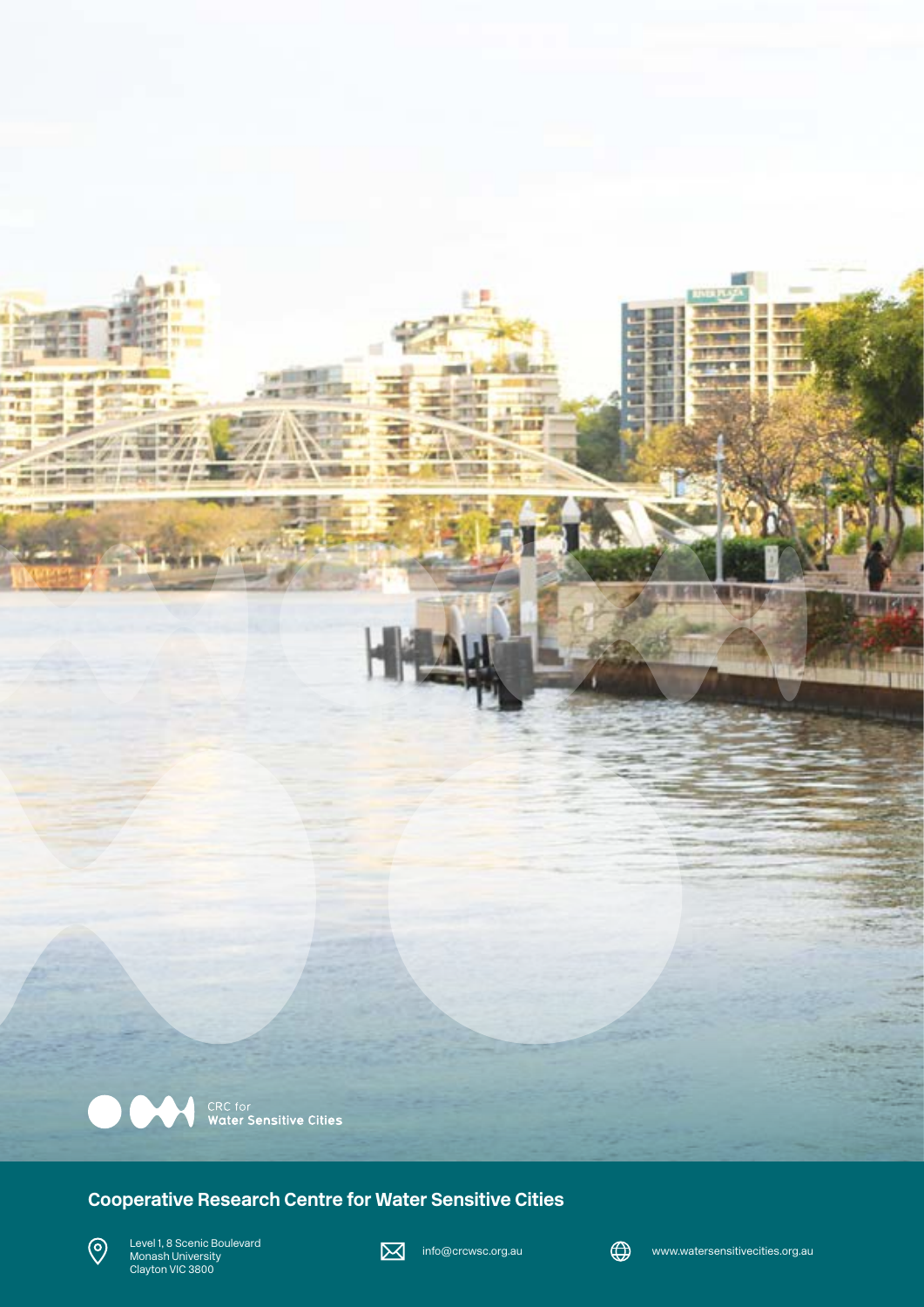CRC for
Water Sensitive Cities

**Cooperative Research Centre for Water Sensitive Cities**

Level 1, 8 Scenic Boulevard
Monash University
Clayton VIC 3800

info@crcwsc.org.au

www.watersensitivecities.org.au